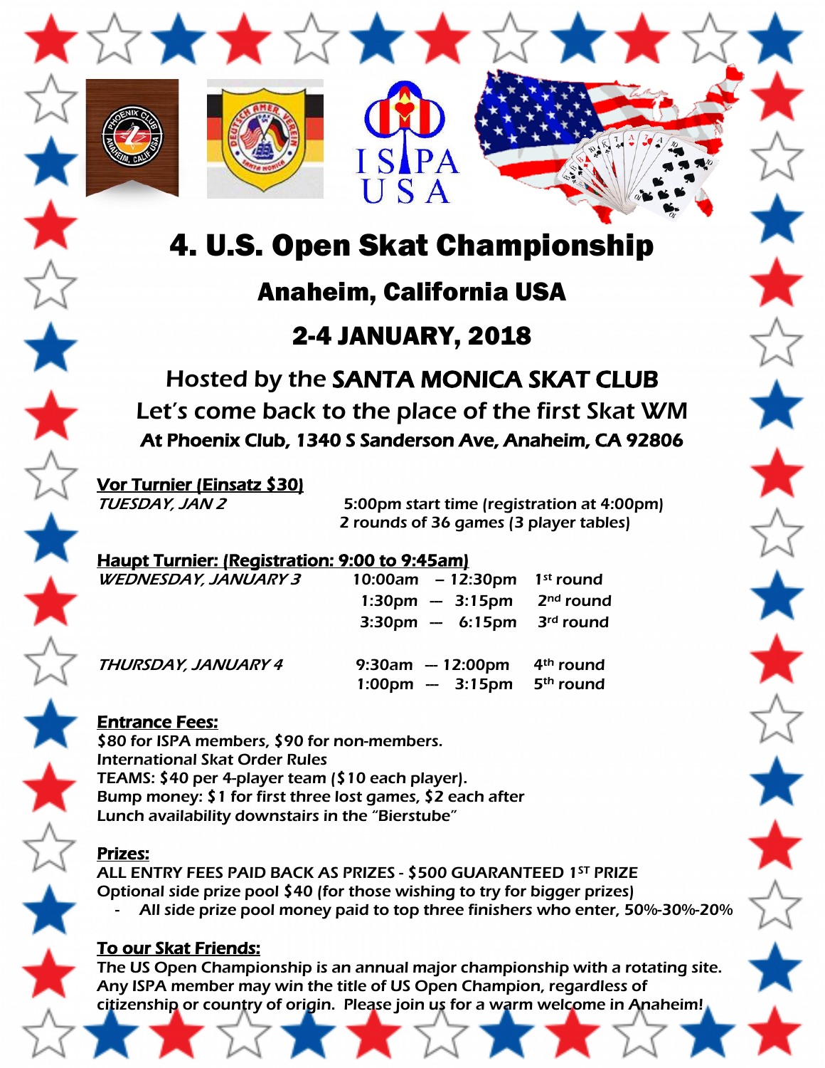# 4. U.S. Open Skat Championship

## Anaheim, California USA

## 2-4 JANUARY, 2018

### Hosted by the SANTA MONICA SKAT CLUB

### Let's come back to the place of the first Skat WM

**At Phoenix Club, 1340 S Sanderson Ave, Anaheim, CA 92806**

**Vor Turnier (Einsatz $30)**

*TUESDAY, JAN 2* — 5:00pm start time (registration at 4:00pm)
2 rounds of 36 games (3 player tables)

**Haupt Turnier: (Registration: 9:00 to 9:45am)**

| | | |
|---|---|---|
| *WEDNESDAY, JANUARY 3* | 10:00am – 12:30pm | 1st round |
| | 1:30pm — 3:15pm | 2nd round |
| | 3:30pm — 6:15pm | 3rd round |
| *THURSDAY, JANUARY 4* | 9:30am — 12:00pm | 4th round |
| | 1:00pm — 3:15pm | 5th round |

**Entrance Fees:**

$80 for ISPA members, $90 for non-members.
International Skat Order Rules
TEAMS: $40 per 4-player team ($10 each player).
Bump money: $1 for first three lost games, $2 each after
Lunch availability downstairs in the "Bierstube"

**Prizes:**

ALL ENTRY FEES PAID BACK AS PRIZES - $500 GUARANTEED 1ST PRIZE
Optional side prize pool $40 (for those wishing to try for bigger prizes)

- All side prize pool money paid to top three finishers who enter, 50%-30%-20%

**To our Skat Friends:**

The US Open Championship is an annual major championship with a rotating site. Any ISPA member may win the title of US Open Champion, regardless of citizenship or country of origin. Please join us for a warm welcome in Anaheim!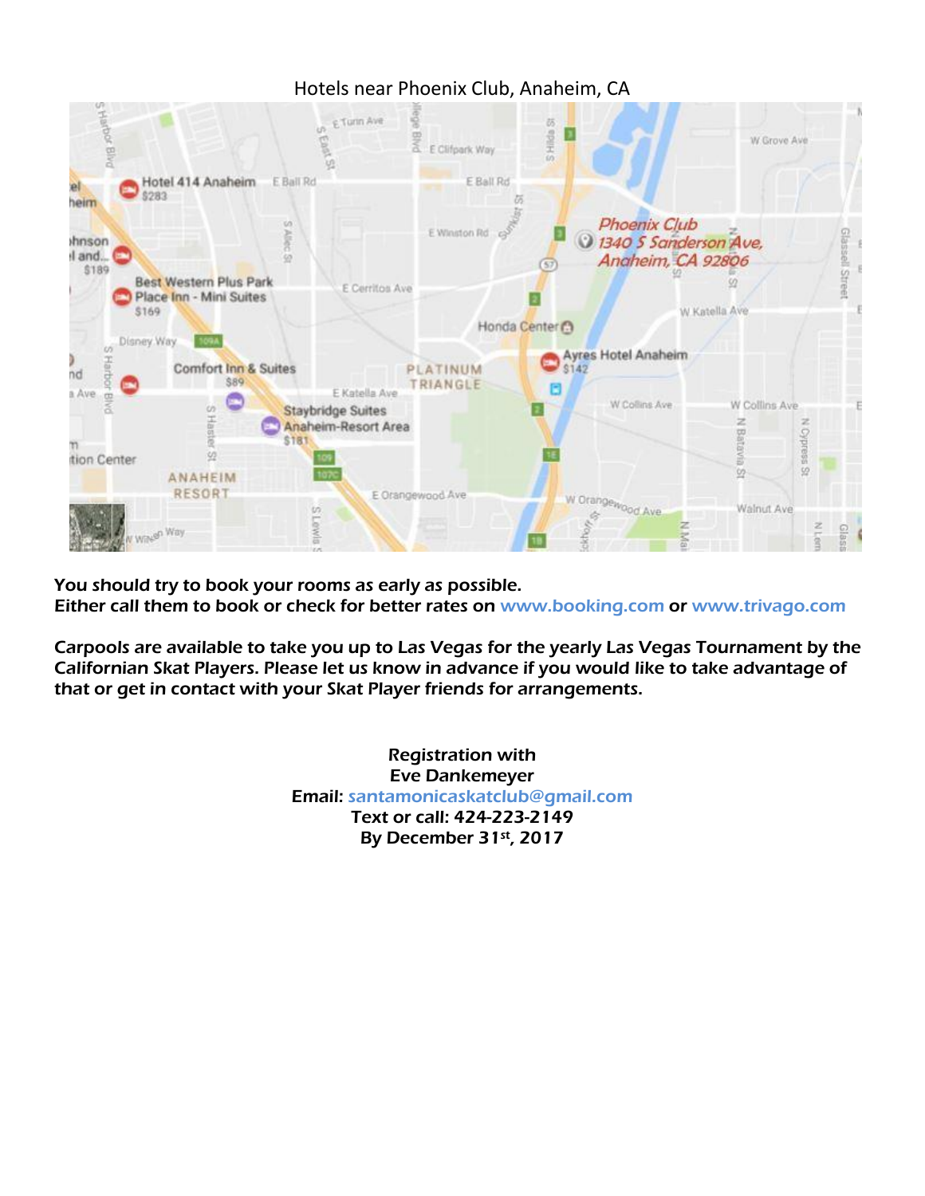Hotels near Phoenix Club, Anaheim, CA

Hotel 414 Anaheim
$283

Best Western Plus Park Place Inn - Mini Suites
$169

Comfort Inn & Suites
$89

Staybridge Suites Anaheim-Resort Area
$181

Ayres Hotel Anaheim
$142

Phoenix Club
1340 S Sanderson Ave,
Anaheim, CA 92806

**You should try to book your rooms as early as possible.**
**Either call them to book or check for better rates on www.booking.com or www.trivago.com**

**Carpools are available to take you up to Las Vegas for the yearly Las Vegas Tournament by the Californian Skat Players. Please let us know in advance if you would like to take advantage of that or get in contact with your Skat Player friends for arrangements.**

**Registration with**
**Eve Dankemeyer**
**Email: santamonicaskatclub@gmail.com**
**Text or call: 424-223-2149**
**By December 31st, 2017**